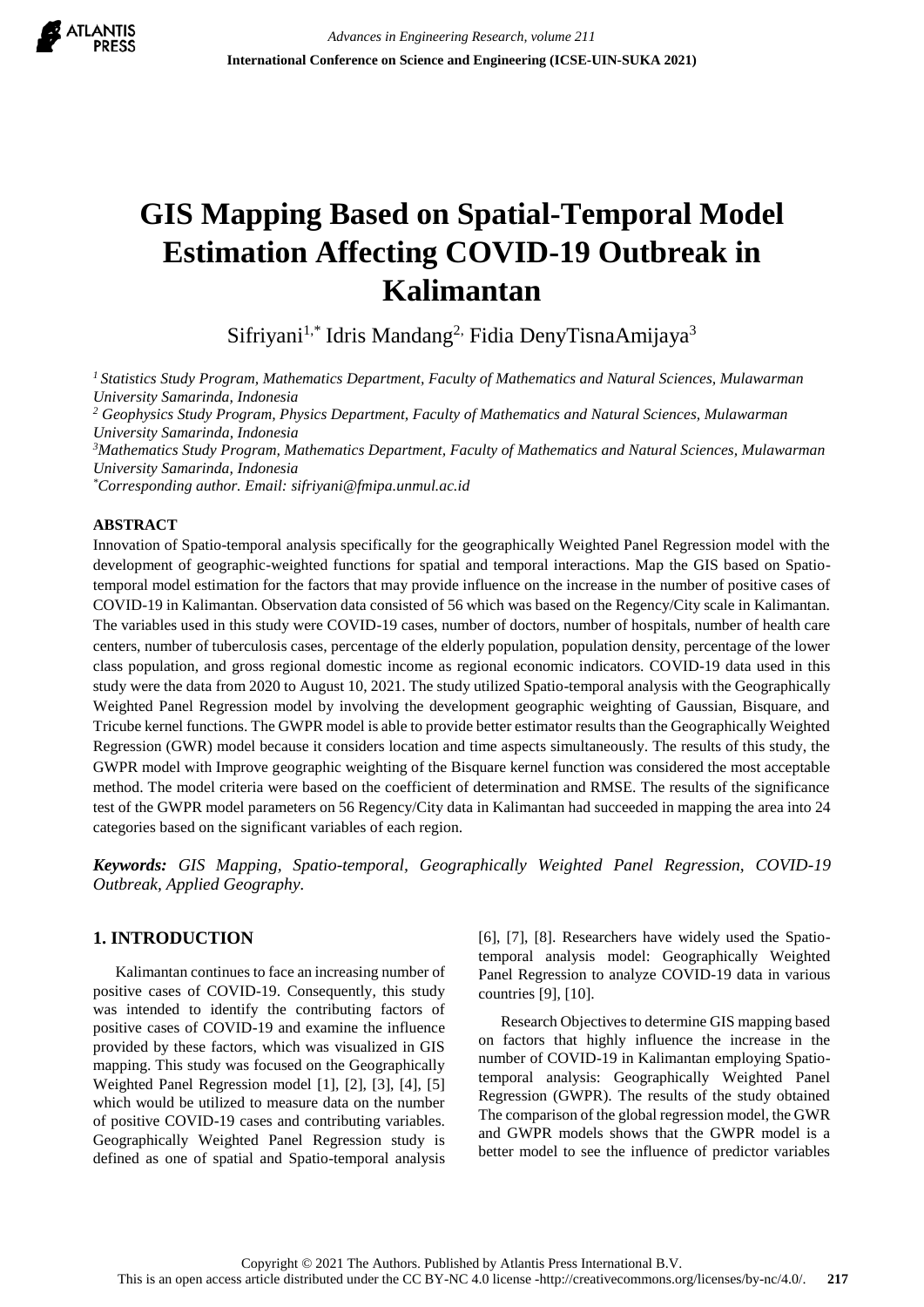# GIS Mapping Based on Spatial-Temporal Model Estimation Affecting COVID-19 Outbreak in Kalimantan

Sifriyani[1,*] Idris Mandang[2,] Fidia DenyTisnaAmijaya[3]

[1] *Statistics Study Program, Mathematics Department, Faculty of Mathematics and Natural Sciences, Mulawarman University Samarinda, Indonesia*
[2] *Geophysics Study Program, Physics Department, Faculty of Mathematics and Natural Sciences, Mulawarman University Samarinda, Indonesia*
[3] *Mathematics Study Program, Mathematics Department, Faculty of Mathematics and Natural Sciences, Mulawarman University Samarinda, Indonesia*
[*] *Corresponding author. Email: sifriyani@fmipa.unmul.ac.id*

## ABSTRACT

Innovation of Spatio-temporal analysis specifically for the geographically Weighted Panel Regression model with the development of geographic-weighted functions for spatial and temporal interactions. Map the GIS based on Spatio-temporal model estimation for the factors that may provide influence on the increase in the number of positive cases of COVID-19 in Kalimantan. Observation data consisted of 56 which was based on the Regency/City scale in Kalimantan. The variables used in this study were COVID-19 cases, number of doctors, number of hospitals, number of health care centers, number of tuberculosis cases, percentage of the elderly population, population density, percentage of the lower class population, and gross regional domestic income as regional economic indicators. COVID-19 data used in this study were the data from 2020 to August 10, 2021. The study utilized Spatio-temporal analysis with the Geographically Weighted Panel Regression model by involving the development geographic weighting of Gaussian, Bisquare, and Tricube kernel functions. The GWPR model is able to provide better estimator results than the Geographically Weighted Regression (GWR) model because it considers location and time aspects simultaneously. The results of this study, the GWPR model with Improve geographic weighting of the Bisquare kernel function was considered the most acceptable method. The model criteria were based on the coefficient of determination and RMSE. The results of the significance test of the GWPR model parameters on 56 Regency/City data in Kalimantan had succeeded in mapping the area into 24 categories based on the significant variables of each region.

***Keywords:*** *GIS Mapping, Spatio-temporal, Geographically Weighted Panel Regression, COVID-19 Outbreak, Applied Geography.*

## 1. INTRODUCTION

Kalimantan continues to face an increasing number of positive cases of COVID-19. Consequently, this study was intended to identify the contributing factors of positive cases of COVID-19 and examine the influence provided by these factors, which was visualized in GIS mapping. This study was focused on the Geographically Weighted Panel Regression model [1], [2], [3], [4], [5] which would be utilized to measure data on the number of positive COVID-19 cases and contributing variables. Geographically Weighted Panel Regression study is defined as one of spatial and Spatio-temporal analysis [6], [7], [8]. Researchers have widely used the Spatio-temporal analysis model: Geographically Weighted Panel Regression to analyze COVID-19 data in various countries [9], [10].

Research Objectives to determine GIS mapping based on factors that highly influence the increase in the number of COVID-19 in Kalimantan employing Spatio-temporal analysis: Geographically Weighted Panel Regression (GWPR). The results of the study obtained The comparison of the global regression model, the GWR and GWPR models shows that the GWPR model is a better model to see the influence of predictor variables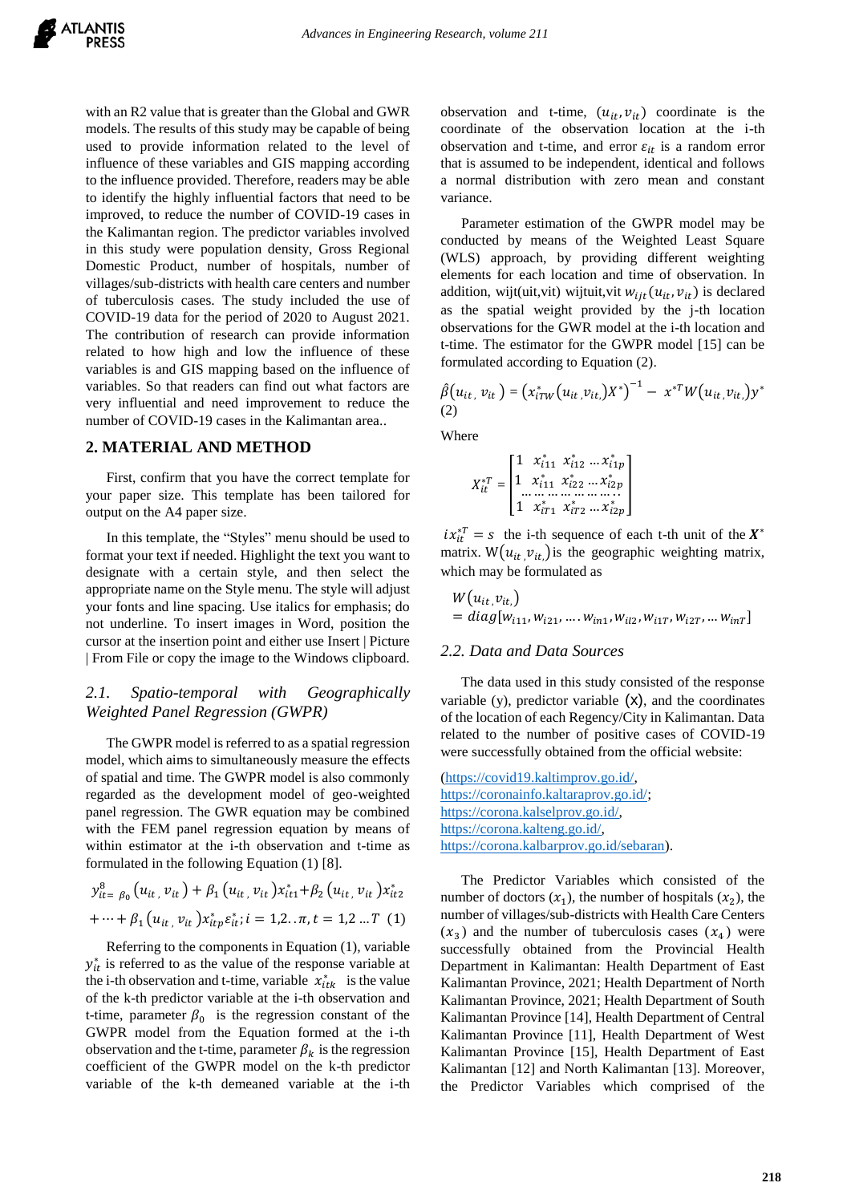with an R2 value that is greater than the Global and GWR models. The results of this study may be capable of being used to provide information related to the level of influence of these variables and GIS mapping according to the influence provided. Therefore, readers may be able to identify the highly influential factors that need to be improved, to reduce the number of COVID-19 cases in the Kalimantan region. The predictor variables involved in this study were population density, Gross Regional Domestic Product, number of hospitals, number of villages/sub-districts with health care centers and number of tuberculosis cases. The study included the use of COVID-19 data for the period of 2020 to August 2021. The contribution of research can provide information related to how high and low the influence of these variables is and GIS mapping based on the influence of variables. So that readers can find out what factors are very influential and need improvement to reduce the number of COVID-19 cases in the Kalimantan area..

## 2. MATERIAL AND METHOD

First, confirm that you have the correct template for your paper size. This template has been tailored for output on the A4 paper size.

In this template, the "Styles" menu should be used to format your text if needed. Highlight the text you want to designate with a certain style, and then select the appropriate name on the Style menu. The style will adjust your fonts and line spacing. Use italics for emphasis; do not underline. To insert images in Word, position the cursor at the insertion point and either use Insert | Picture | From File or copy the image to the Windows clipboard.

### *2.1. Spatio-temporal with Geographically Weighted Panel Regression (GWPR)*

The GWPR model is referred to as a spatial regression model, which aims to simultaneously measure the effects of spatial and time. The GWPR model is also commonly regarded as the development model of geo-weighted panel regression. The GWR equation may be combined with the FEM panel regression equation by means of within estimator at the i-th observation and t-time as formulated in the following Equation (1) [8].

$$y^{8}_{it=}\ {}_{\beta_0}\left(u_{it},v_{it}\right)+\beta_1\left(u_{it},v_{it}\right)x^{*}_{it1}+\beta_2\left(u_{it},v_{it}\right)x^{*}_{it2}$$
$$+\cdots+\beta_1\left(u_{it},v_{it}\right)x^{*}_{itp}\varepsilon^{*}_{it};i=1,2..\pi,t=1,2\ldots T\quad(1)$$

Referring to the components in Equation (1), variable $y^{*}_{it}$ is referred to as the value of the response variable at the i-th observation and t-time, variable $x^{*}_{itk}$ is the value of the k-th predictor variable at the i-th observation and t-time, parameter $\beta_0$ is the regression constant of the GWPR model from the Equation formed at the i-th observation and the t-time, parameter $\beta_k$ is the regression coefficient of the GWPR model on the k-th predictor variable of the k-th demeaned variable at the i-th observation and t-time, $(u_{it},v_{it})$ coordinate is the coordinate of the observation location at the i-th observation and t-time, and error $\varepsilon_{it}$ is a random error that is assumed to be independent, identical and follows a normal distribution with zero mean and constant variance.

Parameter estimation of the GWPR model may be conducted by means of the Weighted Least Square (WLS) approach, by providing different weighting elements for each location and time of observation. In addition, wijt(uit,vit) wijtuit,vit $w_{ijt}(u_{it},v_{it})$ is declared as the spatial weight provided by the j-th location observations for the GWR model at the i-th location and t-time. The estimator for the GWPR model [15] can be formulated according to Equation (2).

$$\hat{\beta}\left(u_{it},v_{it}\right)=\left(x^{*}_{iTW}\left(u_{it},v_{it,}\right)X^{*}\right)^{-1}-\ x^{*T}W\left(u_{it},v_{it,}\right)y^{*}$$
(2)

Where

$$X^{*T}_{it}=\begin{bmatrix}1 & x^{*}_{i11} & x^{*}_{i12} & \ldots x^{*}_{i1p}\\ 1 & x^{*}_{i11} & x^{*}_{i22} & \ldots x^{*}_{i2p}\\ \ldots & \ldots & \ldots & \ldots\\ 1 & x^{*}_{iT1} & x^{*}_{iT2} & \ldots x^{*}_{i2p}\end{bmatrix}$$

$ix^{*T}_{it}=s$ the i-th sequence of each t-th unit of the $\boldsymbol{X}^{*}$ matrix. $W\left(u_{it},v_{it,}\right)$ is the geographic weighting matrix, which may be formulated as

$$W\left(u_{it},v_{it,}\right)$$
$$=diag[w_{i11},w_{i21},\ldots.w_{in1},w_{il2},w_{i1T},w_{i2T},\ldots w_{inT}]$$

### *2.2. Data and Data Sources*

The data used in this study consisted of the response variable (y), predictor variable (X), and the coordinates of the location of each Regency/City in Kalimantan. Data related to the number of positive cases of COVID-19 were successfully obtained from the official website:

(https://covid19.kaltimprov.go.id/, https://coronainfo.kaltaraprov.go.id/; https://corona.kalselprov.go.id/, https://corona.kalteng.go.id/, https://corona.kalbarprov.go.id/sebaran).

The Predictor Variables which consisted of the number of doctors $(x_1)$, the number of hospitals $(x_2)$, the number of villages/sub-districts with Health Care Centers $(x_3)$ and the number of tuberculosis cases $(x_4)$ were successfully obtained from the Provincial Health Department in Kalimantan: Health Department of East Kalimantan Province, 2021; Health Department of North Kalimantan Province, 2021; Health Department of South Kalimantan Province [14], Health Department of Central Kalimantan Province [11], Health Department of West Kalimantan Province [15], Health Department of East Kalimantan [12] and North Kalimantan [13]. Moreover, the Predictor Variables which comprised of the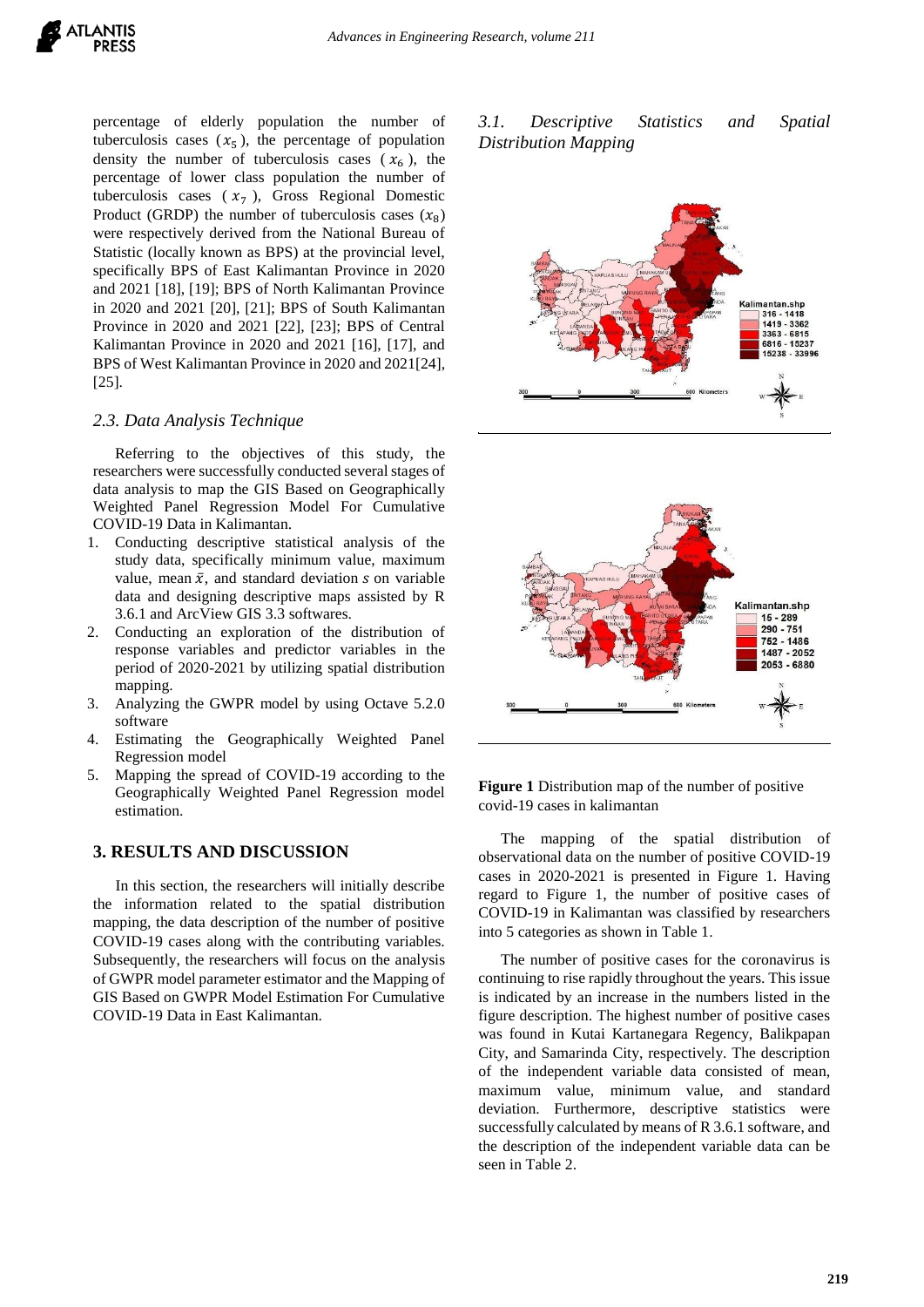percentage of elderly population the number of tuberculosis cases ($x_5$), the percentage of population density the number of tuberculosis cases ($x_6$), the percentage of lower class population the number of tuberculosis cases ($x_7$), Gross Regional Domestic Product (GRDP) the number of tuberculosis cases ($x_8$) were respectively derived from the National Bureau of Statistic (locally known as BPS) at the provincial level, specifically BPS of East Kalimantan Province in 2020 and 2021 [18], [19]; BPS of North Kalimantan Province in 2020 and 2021 [20], [21]; BPS of South Kalimantan Province in 2020 and 2021 [22], [23]; BPS of Central Kalimantan Province in 2020 and 2021 [16], [17], and BPS of West Kalimantan Province in 2020 and 2021[24], [25].

### *2.3. Data Analysis Technique*

Referring to the objectives of this study, the researchers were successfully conducted several stages of data analysis to map the GIS Based on Geographically Weighted Panel Regression Model For Cumulative COVID-19 Data in Kalimantan.

1. Conducting descriptive statistical analysis of the study data, specifically minimum value, maximum value, mean $\bar{x}$, and standard deviation $s$ on variable data and designing descriptive maps assisted by R 3.6.1 and ArcView GIS 3.3 softwares.
2. Conducting an exploration of the distribution of response variables and predictor variables in the period of 2020-2021 by utilizing spatial distribution mapping.
3. Analyzing the GWPR model by using Octave 5.2.0 software
4. Estimating the Geographically Weighted Panel Regression model
5. Mapping the spread of COVID-19 according to the Geographically Weighted Panel Regression model estimation.

## 3. RESULTS AND DISCUSSION

In this section, the researchers will initially describe the information related to the spatial distribution mapping, the data description of the number of positive COVID-19 cases along with the contributing variables. Subsequently, the researchers will focus on the analysis of GWPR model parameter estimator and the Mapping of GIS Based on GWPR Model Estimation For Cumulative COVID-19 Data in East Kalimantan.

### *3.1. Descriptive Statistics and Spatial Distribution Mapping*

**Figure 1** Distribution map of the number of positive covid-19 cases in kalimantan

The mapping of the spatial distribution of observational data on the number of positive COVID-19 cases in 2020-2021 is presented in Figure 1. Having regard to Figure 1, the number of positive cases of COVID-19 in Kalimantan was classified by researchers into 5 categories as shown in Table 1.

The number of positive cases for the coronavirus is continuing to rise rapidly throughout the years. This issue is indicated by an increase in the numbers listed in the figure description. The highest number of positive cases was found in Kutai Kartanegara Regency, Balikpapan City, and Samarinda City, respectively. The description of the independent variable data consisted of mean, maximum value, minimum value, and standard deviation. Furthermore, descriptive statistics were successfully calculated by means of R 3.6.1 software, and the description of the independent variable data can be seen in Table 2.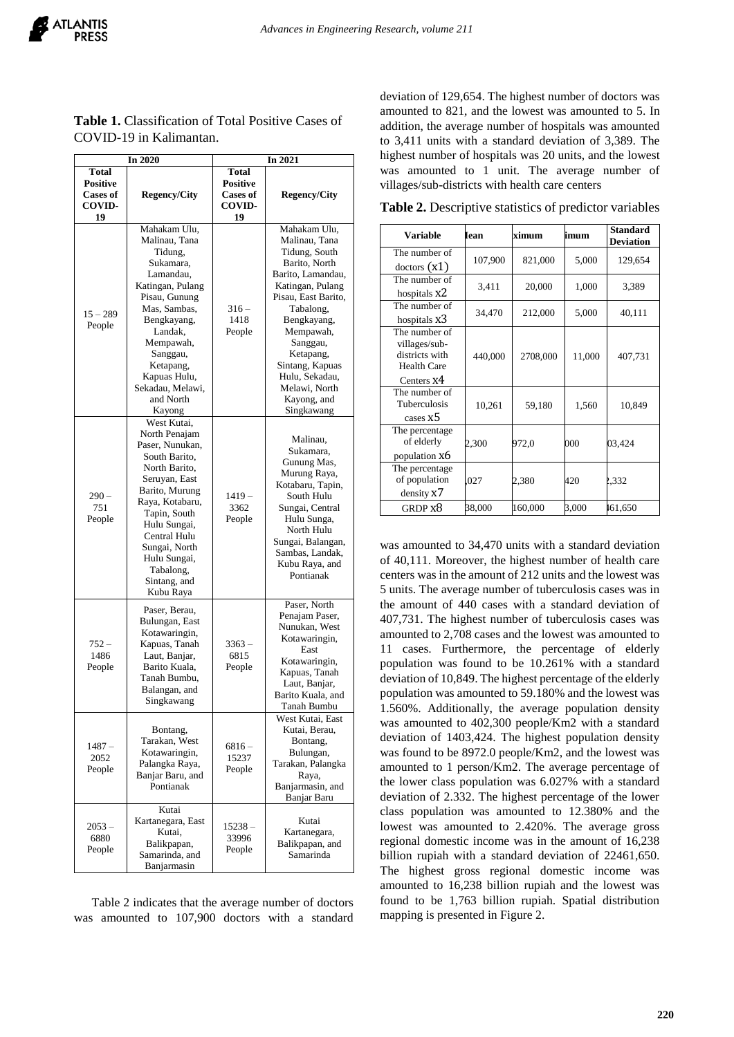**Table 1.** Classification of Total Positive Cases of COVID-19 in Kalimantan.

| In 2020 | | In 2021 | |
|---|---|---|---|
| **Total Positive Cases of COVID-19** | **Regency/City** | **Total Positive Cases of COVID-19** | **Regency/City** |
| 15 – 289 People | Mahakam Ulu, Malinau, Tana Tidung, Sukamara, Lamandau, Katingan, Pulang Pisau, Gunung Mas, Sambas, Bengkayang, Landak, Mempawah, Sanggau, Ketapang, Kapuas Hulu, Sekadau, Melawi, and North Kayong | 316 – 1418 People | Mahakam Ulu, Malinau, Tana Tidung, South Barito, North Barito, Lamandau, Katingan, Pulang Pisau, East Barito, Tabalong, Bengkayang, Mempawah, Sanggau, Ketapang, Sintang, Kapuas Hulu, Sekadau, Melawi, North Kayong, and Singkawang |
| 290 – 751 People | West Kutai, North Penajam Paser, Nunukan, South Barito, North Barito, Seruyan, East Barito, Murung Raya, Kotabaru, Tapin, South Hulu Sungai, Central Hulu Sungai, North Hulu Sungai, Tabalong, Sintang, and Kubu Raya | 1419 – 3362 People | Malinau, Sukamara, Gunung Mas, Murung Raya, Kotabaru, Tapin, South Hulu Sungai, Central Hulu Sunga, North Hulu Sungai, Balangan, Sambas, Landak, Kubu Raya, and Pontianak |
| 752 – 1486 People | Paser, Berau, Bulungan, East Kotawaringin, Kapuas, Tanah Laut, Banjar, Barito Kuala, Tanah Bumbu, Balangan, and Singkawang | 3363 – 6815 People | Paser, North Penajam Paser, Nunukan, West Kotawaringin, East Kotawaringin, Kapuas, Tanah Laut, Banjar, Barito Kuala, and Tanah Bumbu |
| 1487 – 2052 People | Bontang, Tarakan, West Kotawaringin, Palangka Raya, Banjar Baru, and Pontianak | 6816 – 15237 People | West Kutai, East Kutai, Berau, Bontang, Bulungan, Tarakan, Palangka Raya, Banjarmasin, and Banjar Baru |
| 2053 – 6880 People | Kutai Kartanegara, East Kutai, Balikpapan, Samarinda, and Banjarmasin | 15238 – 33996 People | Kutai Kartanegara, Balikpapan, and Samarinda |

Table 2 indicates that the average number of doctors was amounted to 107,900 doctors with a standard deviation of 129,654. The highest number of doctors was amounted to 821, and the lowest was amounted to 5. In addition, the average number of hospitals was amounted to 3,411 units with a standard deviation of 3,389. The highest number of hospitals was 20 units, and the lowest was amounted to 1 unit. The average number of villages/sub-districts with health care centers

**Table 2.** Descriptive statistics of predictor variables

| Variable | lean | ximum | imum | Standard Deviation |
|---|---|---|---|---|
| The number of doctors ($x1$) | 107,900 | 821,000 | 5,000 | 129,654 |
| The number of hospitals $x2$ | 3,411 | 20,000 | 1,000 | 3,389 |
| The number of hospitals $x3$ | 34,470 | 212,000 | 5,000 | 40,111 |
| The number of villages/sub-districts with Health Care Centers $x4$ | 440,000 | 2708,000 | 11,000 | 407,731 |
| The number of Tuberculosis cases $x5$ | 10,261 | 59,180 | 1,560 | 10,849 |
| The percentage of elderly population $x6$ | 2,300 | 972,0 | 000 | 03,424 |
| The percentage of population density $x7$ | ,027 | 2,380 | 420 | ,332 |
| GRDP $x8$ | 38,000 | 160,000 | 3,000 | 461,650 |

was amounted to 34,470 units with a standard deviation of 40,111. Moreover, the highest number of health care centers was in the amount of 212 units and the lowest was 5 units. The average number of tuberculosis cases was in the amount of 440 cases with a standard deviation of 407,731. The highest number of tuberculosis cases was amounted to 2,708 cases and the lowest was amounted to 11 cases. Furthermore, the percentage of elderly population was found to be 10.261% with a standard deviation of 10,849. The highest percentage of the elderly population was amounted to 59.180% and the lowest was 1.560%. Additionally, the average population density was amounted to 402,300 people/Km2 with a standard deviation of 1403,424. The highest population density was found to be 8972.0 people/Km2, and the lowest was amounted to 1 person/Km2. The average percentage of the lower class population was 6.027% with a standard deviation of 2.332. The highest percentage of the lower class population was amounted to 12.380% and the lowest was amounted to 2.420%. The average gross regional domestic income was in the amount of 16,238 billion rupiah with a standard deviation of 22461,650. The highest gross regional domestic income was amounted to 16,238 billion rupiah and the lowest was found to be 1,763 billion rupiah. Spatial distribution mapping is presented in Figure 2.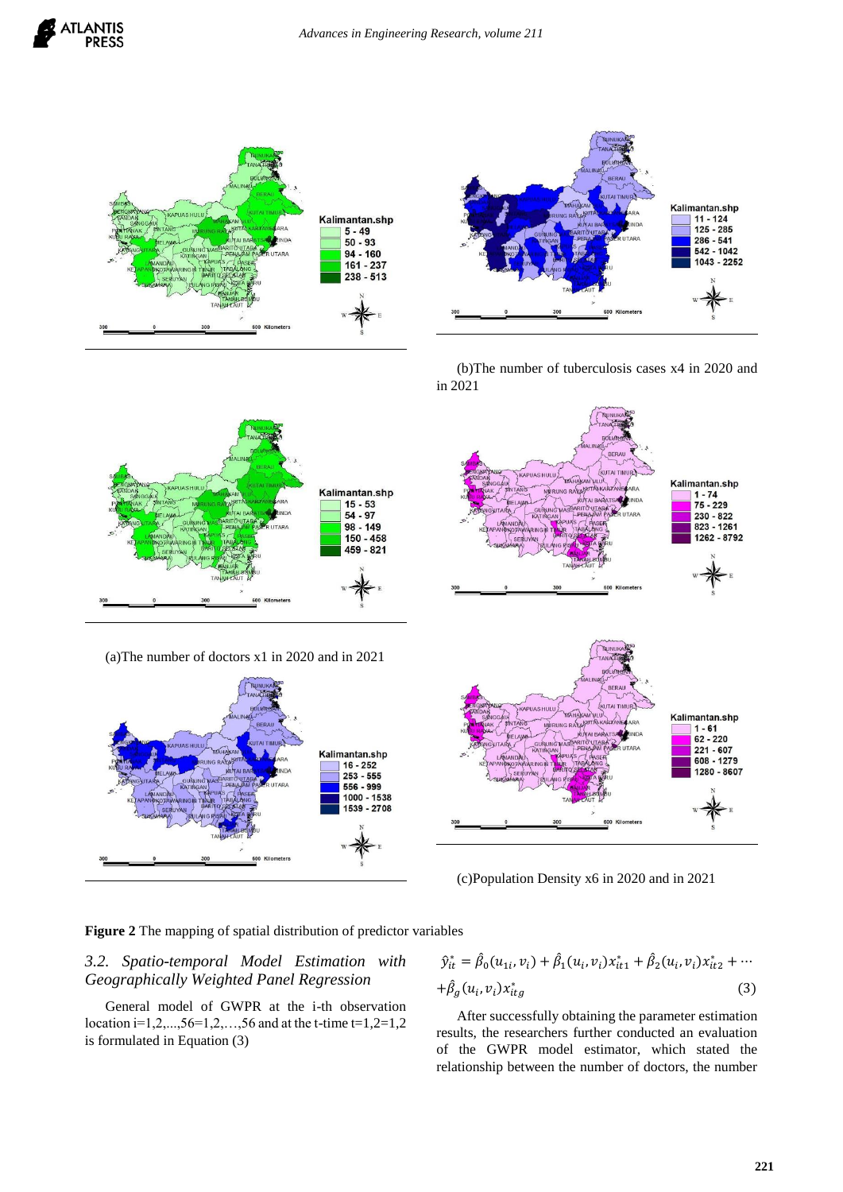(b)The number of tuberculosis cases x4 in 2020 and in 2021

(a)The number of doctors x1 in 2020 and in 2021

(c)Population Density x6 in 2020 and in 2021

**Figure 2** The mapping of spatial distribution of predictor variables

### *3.2. Spatio-temporal Model Estimation with Geographically Weighted Panel Regression*

General model of GWPR at the i-th observation location i=1,2,...,56=1,2,…,56 and at the t-time t=1,2=1,2 is formulated in Equation (3)

$$\hat{y}_{it}^{*} = \hat{\beta}_0(u_{1i}, v_i) + \hat{\beta}_1(u_i, v_i)x_{it1}^{*} + \hat{\beta}_2(u_i, v_i)x_{it2}^{*} + \cdots + \hat{\beta}_g(u_i, v_i)x_{itg}^{*} \quad (3)$$

After successfully obtaining the parameter estimation results, the researchers further conducted an evaluation of the GWPR model estimator, which stated the relationship between the number of doctors, the number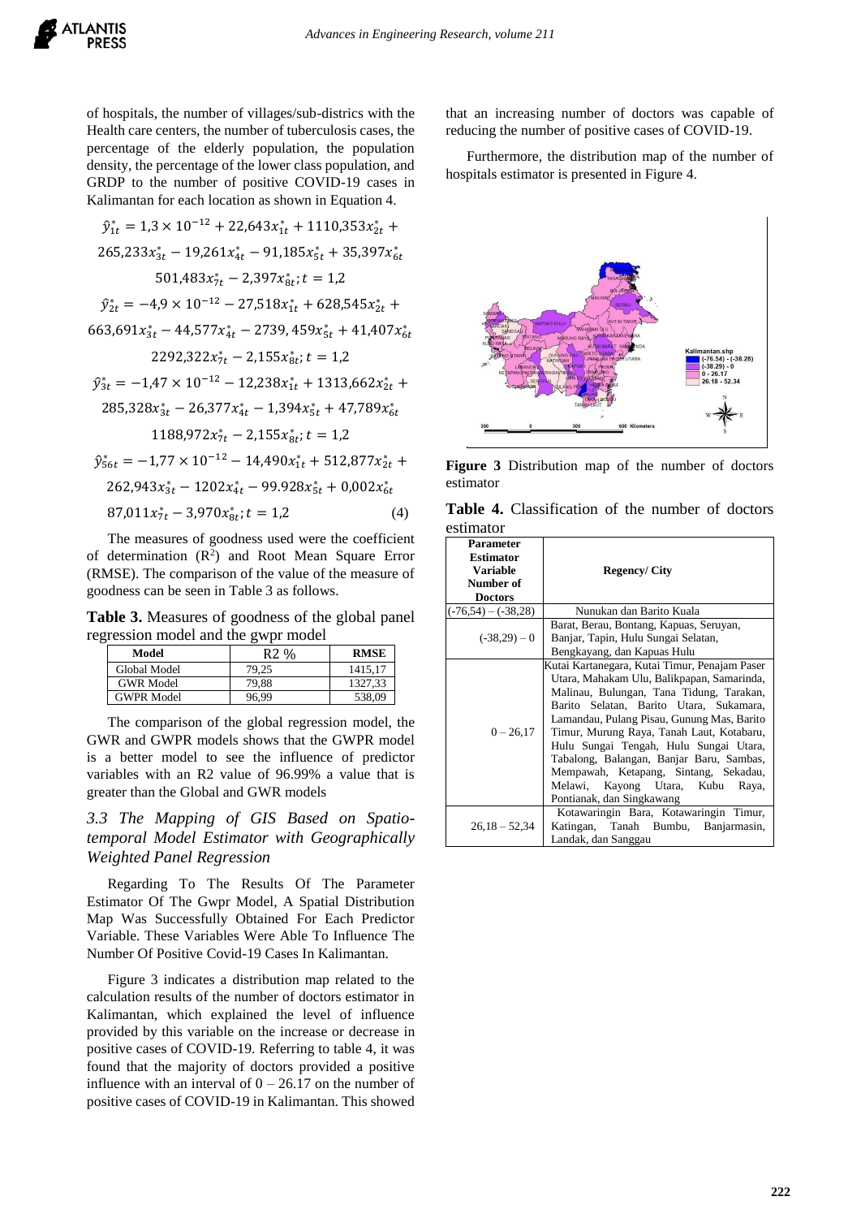of hospitals, the number of villages/sub-districs with the Health care centers, the number of tuberculosis cases, the percentage of the elderly population, the population density, the percentage of the lower class population, and GRDP to the number of positive COVID-19 cases in Kalimantan for each location as shown in Equation 4.

$$\hat{y}^*_{1t} = 1{,}3 \times 10^{-12} + 22{,}643x^*_{1t} + 1110{,}353x^*_{2t} + 265{,}233x^*_{3t} - 19{,}261x^*_{4t} - 91{,}185x^*_{5t} + 35{,}397x^*_{6t} \; 501{,}483x^*_{7t} - 2{,}397x^*_{8t}; t = 1{,}2$$

$$\hat{y}^*_{2t} = -4{,}9 \times 10^{-12} - 27{,}518x^*_{1t} + 628{,}545x^*_{2t} + 663{,}691x^*_{3t} - 44{,}577x^*_{4t} - 2739{,}459x^*_{5t} + 41{,}407x^*_{6t} \; 2292{,}322x^*_{7t} - 2{,}155x^*_{8t}; t = 1{,}2$$

$$\hat{y}^*_{3t} = -1{,}47 \times 10^{-12} - 12{,}238x^*_{1t} + 1313{,}662x^*_{2t} + 285{,}328x^*_{3t} - 26{,}377x^*_{4t} - 1{,}394x^*_{5t} + 47{,}789x^*_{6t} \; 1188{,}972x^*_{7t} - 2{,}155x^*_{8t}; t = 1{,}2$$

$$\hat{y}^*_{56t} = -1{,}77 \times 10^{-12} - 14{,}490x^*_{1t} + 512{,}877x^*_{2t} + 262{,}943x^*_{3t} - 1202x^*_{4t} - 99.928x^*_{5t} + 0{,}002x^*_{6t} \; 87{,}011x^*_{7t} - 3{,}970x^*_{8t}; t = 1{,}2 \quad (4)$$

The measures of goodness used were the coefficient of determination ($R^2$) and Root Mean Square Error (RMSE). The comparison of the value of the measure of goodness can be seen in Table 3 as follows.

**Table 3.** Measures of goodness of the global panel regression model and the gwpr model

| Model | R2 % | RMSE |
|---|---|---|
| Global Model | 79,25 | 1415,17 |
| GWR Model | 79,88 | 1327,33 |
| GWPR Model | 96,99 | 538,09 |

The comparison of the global regression model, the GWR and GWPR models shows that the GWPR model is a better model to see the influence of predictor variables with an R2 value of 96.99% a value that is greater than the Global and GWR models

### *3.3 The Mapping of GIS Based on Spatio-temporal Model Estimator with Geographically Weighted Panel Regression*

Regarding To The Results Of The Parameter Estimator Of The Gwpr Model, A Spatial Distribution Map Was Successfully Obtained For Each Predictor Variable. These Variables Were Able To Influence The Number Of Positive Covid-19 Cases In Kalimantan.

Figure 3 indicates a distribution map related to the calculation results of the number of doctors estimator in Kalimantan, which explained the level of influence provided by this variable on the increase or decrease in positive cases of COVID-19. Referring to table 4, it was found that the majority of doctors provided a positive influence with an interval of 0 – 26.17 on the number of positive cases of COVID-19 in Kalimantan. This showed that an increasing number of doctors was capable of reducing the number of positive cases of COVID-19.

Furthermore, the distribution map of the number of hospitals estimator is presented in Figure 4.

**Figure 3** Distribution map of the number of doctors estimator

**Table 4.** Classification of the number of doctors estimator

| Parameter Estimator Variable Number of Doctors | Regency/ City |
|---|---|
| (-76,54) – (-38,28) | Nunukan dan Barito Kuala |
| (-38,29) – 0 | Barat, Berau, Bontang, Kapuas, Seruyan, Banjar, Tapin, Hulu Sungai Selatan, Bengkayang, dan Kapuas Hulu |
| 0 – 26,17 | Kutai Kartanegara, Kutai Timur, Penajam Paser Utara, Mahakam Ulu, Balikpapan, Samarinda, Malinau, Bulungan, Tana Tidung, Tarakan, Barito Selatan, Barito Utara, Sukamara, Lamandau, Pulang Pisau, Gunung Mas, Barito Timur, Murung Raya, Tanah Laut, Kotabaru, Hulu Sungai Tengah, Hulu Sungai Utara, Tabalong, Balangan, Banjar Baru, Sambas, Mempawah, Ketapang, Sintang, Sekadau, Melawi, Kayong Utara, Kubu Raya, Pontianak, dan Singkawang |
| 26,18 – 52,34 | Kotawaringin Bara, Kotawaringin Timur, Katingan, Tanah Bumbu, Banjarmasin, Landak, dan Sanggau |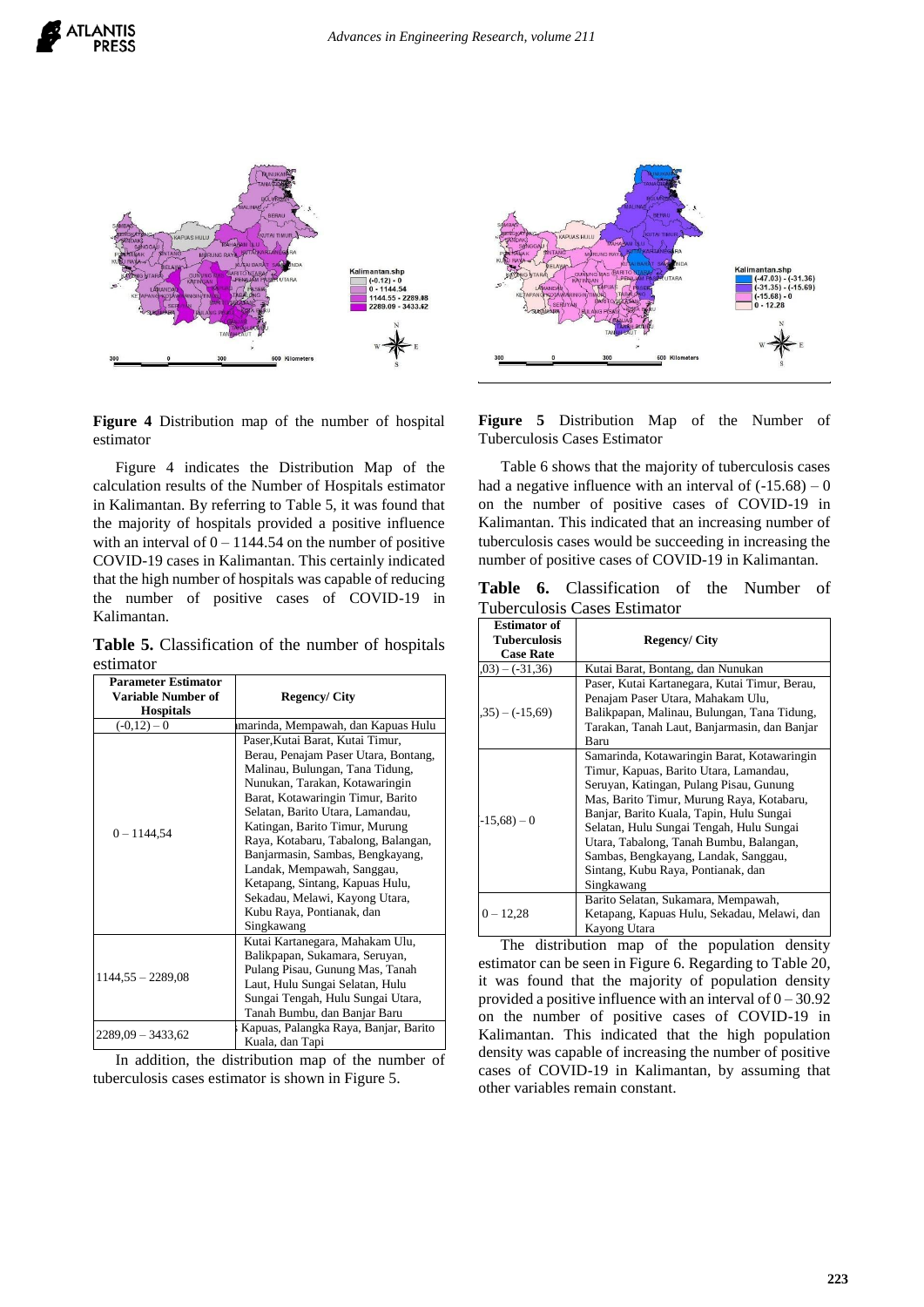**Figure 4** Distribution map of the number of hospital estimator

Figure 4 indicates the Distribution Map of the calculation results of the Number of Hospitals estimator in Kalimantan. By referring to Table 5, it was found that the majority of hospitals provided a positive influence with an interval of 0 – 1144.54 on the number of positive COVID-19 cases in Kalimantan. This certainly indicated that the high number of hospitals was capable of reducing the number of positive cases of COVID-19 in Kalimantan.

**Table 5.** Classification of the number of hospitals estimator

| Parameter Estimator Variable Number of Hospitals | Regency/ City |
|---|---|
| (-0,12) – 0 | ımarinda, Mempawah, dan Kapuas Hulu |
| 0 – 1144,54 | Paser,Kutai Barat, Kutai Timur, Berau, Penajam Paser Utara, Bontang, Malinau, Bulungan, Tana Tidung, Nunukan, Tarakan, Kotawaringin Barat, Kotawaringin Timur, Barito Selatan, Barito Utara, Lamandau, Katingan, Barito Timur, Murung Raya, Kotabaru, Tabalong, Balangan, Banjarmasin, Sambas, Bengkayang, Landak, Mempawah, Sanggau, Ketapang, Sintang, Kapuas Hulu, Sekadau, Melawi, Kayong Utara, Kubu Raya, Pontianak, dan Singkawang |
| 1144,55 – 2289,08 | Kutai Kartanegara, Mahakam Ulu, Balikpapan, Sukamara, Seruyan, Pulang Pisau, Gunung Mas, Tanah Laut, Hulu Sungai Selatan, Hulu Sungai Tengah, Hulu Sungai Utara, Tanah Bumbu, dan Banjar Baru |
| 2289,09 – 3433,62 | Kapuas, Palangka Raya, Banjar, Barito Kuala, dan Tapi |

In addition, the distribution map of the number of tuberculosis cases estimator is shown in Figure 5.

**Figure 5** Distribution Map of the Number of Tuberculosis Cases Estimator

Table 6 shows that the majority of tuberculosis cases had a negative influence with an interval of (-15.68) – 0 on the number of positive cases of COVID-19 in Kalimantan. This indicated that an increasing number of tuberculosis cases would be succeeding in increasing the number of positive cases of COVID-19 in Kalimantan.

**Table 6.** Classification of the Number of Tuberculosis Cases Estimator

| Estimator of Tuberculosis Case Rate | Regency/ City |
|---|---|
| ,03) – (-31,36) | Kutai Barat, Bontang, dan Nunukan |
| ,35) – (-15,69) | Paser, Kutai Kartanegara, Kutai Timur, Berau, Penajam Paser Utara, Mahakam Ulu, Balikpapan, Malinau, Bulungan, Tana Tidung, Tarakan, Tanah Laut, Banjarmasin, dan Banjar Baru |
| -15,68) – 0 | Samarinda, Kotawaringin Barat, Kotawaringin Timur, Kapuas, Barito Utara, Lamandau, Seruyan, Katingan, Pulang Pisau, Gunung Mas, Barito Timur, Murung Raya, Kotabaru, Banjar, Barito Kuala, Tapin, Hulu Sungai Selatan, Hulu Sungai Tengah, Hulu Sungai Utara, Tabalong, Tanah Bumbu, Balangan, Sambas, Bengkayang, Landak, Sanggau, Sintang, Kubu Raya, Pontianak, dan Singkawang |
| 0 – 12,28 | Barito Selatan, Sukamara, Mempawah, Ketapang, Kapuas Hulu, Sekadau, Melawi, dan Kayong Utara |

The distribution map of the population density estimator can be seen in Figure 6. Regarding to Table 20, it was found that the majority of population density provided a positive influence with an interval of 0 – 30.92 on the number of positive cases of COVID-19 in Kalimantan. This indicated that the high population density was capable of increasing the number of positive cases of COVID-19 in Kalimantan, by assuming that other variables remain constant.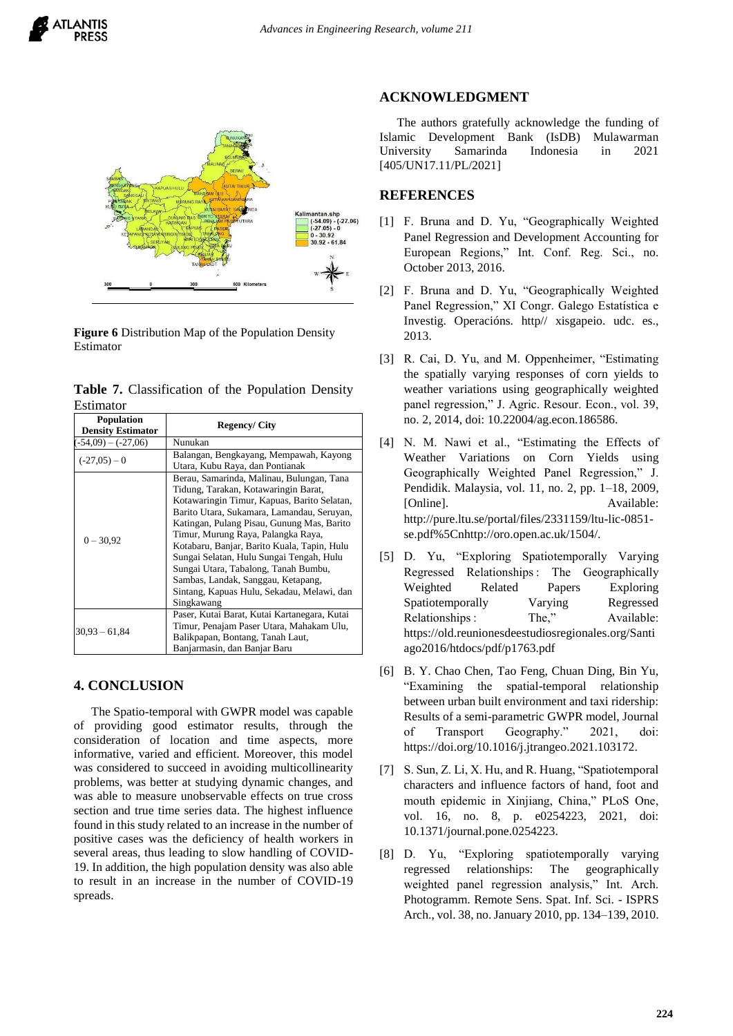Figure 6 Distribution Map of the Population Density Estimator

**Table 7.** Classification of the Population Density Estimator

| Population Density Estimator | Regency/ City |
|---|---|
| (-54,09) – (-27,06) | Nunukan |
| (-27,05) – 0 | Balangan, Bengkayang, Mempawah, Kayong Utara, Kubu Raya, dan Pontianak |
| 0 – 30,92 | Berau, Samarinda, Malinau, Bulungan, Tana Tidung, Tarakan, Kotawaringin Barat, Kotawaringin Timur, Kapuas, Barito Selatan, Barito Utara, Sukamara, Lamandau, Seruyan, Katingan, Pulang Pisau, Gunung Mas, Barito Timur, Murung Raya, Palangka Raya, Kotabaru, Banjar, Barito Kuala, Tapin, Hulu Sungai Selatan, Hulu Sungai Tengah, Hulu Sungai Utara, Tabalong, Tanah Bumbu, Sambas, Landak, Sanggau, Ketapang, Sintang, Kapuas Hulu, Sekadau, Melawi, dan Singkawang |
| 30,93 – 61,84 | Paser, Kutai Barat, Kutai Kartanegara, Kutai Timur, Penajam Paser Utara, Mahakam Ulu, Balikpapan, Bontang, Tanah Laut, Banjarmasin, dan Banjar Baru |

## 4. CONCLUSION

The Spatio-temporal with GWPR model was capable of providing good estimator results, through the consideration of location and time aspects, more informative, varied and efficient. Moreover, this model was considered to succeed in avoiding multicollinearity problems, was better at studying dynamic changes, and was able to measure unobservable effects on true cross section and true time series data. The highest influence found in this study related to an increase in the number of positive cases was the deficiency of health workers in several areas, thus leading to slow handling of COVID-19. In addition, the high population density was also able to result in an increase in the number of COVID-19 spreads.

## ACKNOWLEDGMENT

The authors gratefully acknowledge the funding of Islamic Development Bank (IsDB) Mulawarman University Samarinda Indonesia in 2021 [405/UN17.11/PL/2021]

## REFERENCES

[1] F. Bruna and D. Yu, "Geographically Weighted Panel Regression and Development Accounting for European Regions," Int. Conf. Reg. Sci., no. October 2013, 2016.

[2] F. Bruna and D. Yu, "Geographically Weighted Panel Regression," XI Congr. Galego Estatística e Investig. Operacións. http// xisgapeio. udc. es., 2013.

[3] R. Cai, D. Yu, and M. Oppenheimer, "Estimating the spatially varying responses of corn yields to weather variations using geographically weighted panel regression," J. Agric. Resour. Econ., vol. 39, no. 2, 2014, doi: 10.22004/ag.econ.186586.

[4] N. M. Nawi et al., "Estimating the Effects of Weather Variations on Corn Yields using Geographically Weighted Panel Regression," J. Pendidik. Malaysia, vol. 11, no. 2, pp. 1–18, 2009, [Online]. Available: http://pure.ltu.se/portal/files/2331159/ltu-lic-0851-se.pdf%5Cnhttp://oro.open.ac.uk/1504/.

[5] D. Yu, "Exploring Spatiotemporally Varying Regressed Relationships : The Geographically Weighted Related Papers Exploring Spatiotemporally Varying Regressed Relationships : The," Available: https://old.reunionesdeestudiosregionales.org/Santiago2016/htdocs/pdf/p1763.pdf

[6] B. Y. Chao Chen, Tao Feng, Chuan Ding, Bin Yu, "Examining the spatial-temporal relationship between urban built environment and taxi ridership: Results of a semi-parametric GWPR model, Journal of Transport Geography." 2021, doi: https://doi.org/10.1016/j.jtrangeo.2021.103172.

[7] S. Sun, Z. Li, X. Hu, and R. Huang, "Spatiotemporal characters and influence factors of hand, foot and mouth epidemic in Xinjiang, China," PLoS One, vol. 16, no. 8, p. e0254223, 2021, doi: 10.1371/journal.pone.0254223.

[8] D. Yu, "Exploring spatiotemporally varying regressed relationships: The geographically weighted panel regression analysis," Int. Arch. Photogramm. Remote Sens. Spat. Inf. Sci. - ISPRS Arch., vol. 38, no. January 2010, pp. 134–139, 2010.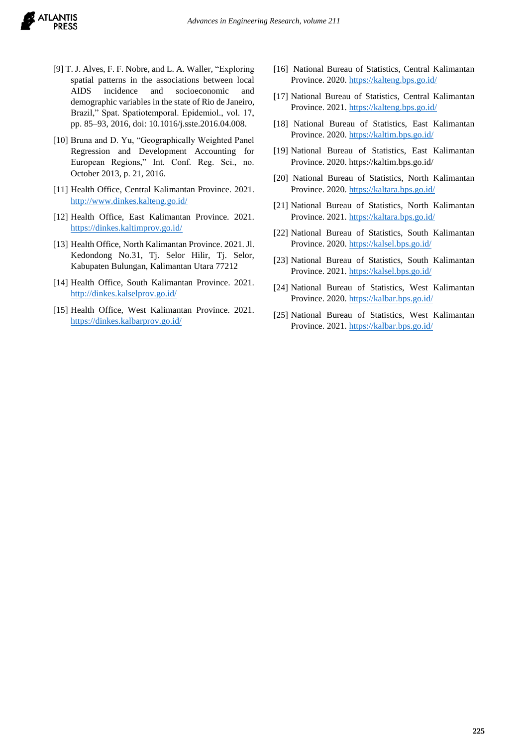[9] T. J. Alves, F. F. Nobre, and L. A. Waller, "Exploring spatial patterns in the associations between local AIDS incidence and socioeconomic and demographic variables in the state of Rio de Janeiro, Brazil," Spat. Spatiotemporal. Epidemiol., vol. 17, pp. 85–93, 2016, doi: 10.1016/j.sste.2016.04.008.

[10] Bruna and D. Yu, "Geographically Weighted Panel Regression and Development Accounting for European Regions," Int. Conf. Reg. Sci., no. October 2013, p. 21, 2016.

[11] Health Office, Central Kalimantan Province. 2021. http://www.dinkes.kalteng.go.id/

[12] Health Office, East Kalimantan Province. 2021. https://dinkes.kaltimprov.go.id/

[13] Health Office, North Kalimantan Province. 2021. Jl. Kedondong No.31, Tj. Selor Hilir, Tj. Selor, Kabupaten Bulungan, Kalimantan Utara 77212

[14] Health Office, South Kalimantan Province. 2021. http://dinkes.kalselprov.go.id/

[15] Health Office, West Kalimantan Province. 2021. https://dinkes.kalbarprov.go.id/

[16] National Bureau of Statistics, Central Kalimantan Province. 2020. https://kalteng.bps.go.id/

[17] National Bureau of Statistics, Central Kalimantan Province. 2021. https://kalteng.bps.go.id/

[18] National Bureau of Statistics, East Kalimantan Province. 2020. https://kaltim.bps.go.id/

[19] National Bureau of Statistics, East Kalimantan Province. 2020. https://kaltim.bps.go.id/

[20] National Bureau of Statistics, North Kalimantan Province. 2020. https://kaltara.bps.go.id/

[21] National Bureau of Statistics, North Kalimantan Province. 2021. https://kaltara.bps.go.id/

[22] National Bureau of Statistics, South Kalimantan Province. 2020. https://kalsel.bps.go.id/

[23] National Bureau of Statistics, South Kalimantan Province. 2021. https://kalsel.bps.go.id/

[24] National Bureau of Statistics, West Kalimantan Province. 2020. https://kalbar.bps.go.id/

[25] National Bureau of Statistics, West Kalimantan Province. 2021. https://kalbar.bps.go.id/